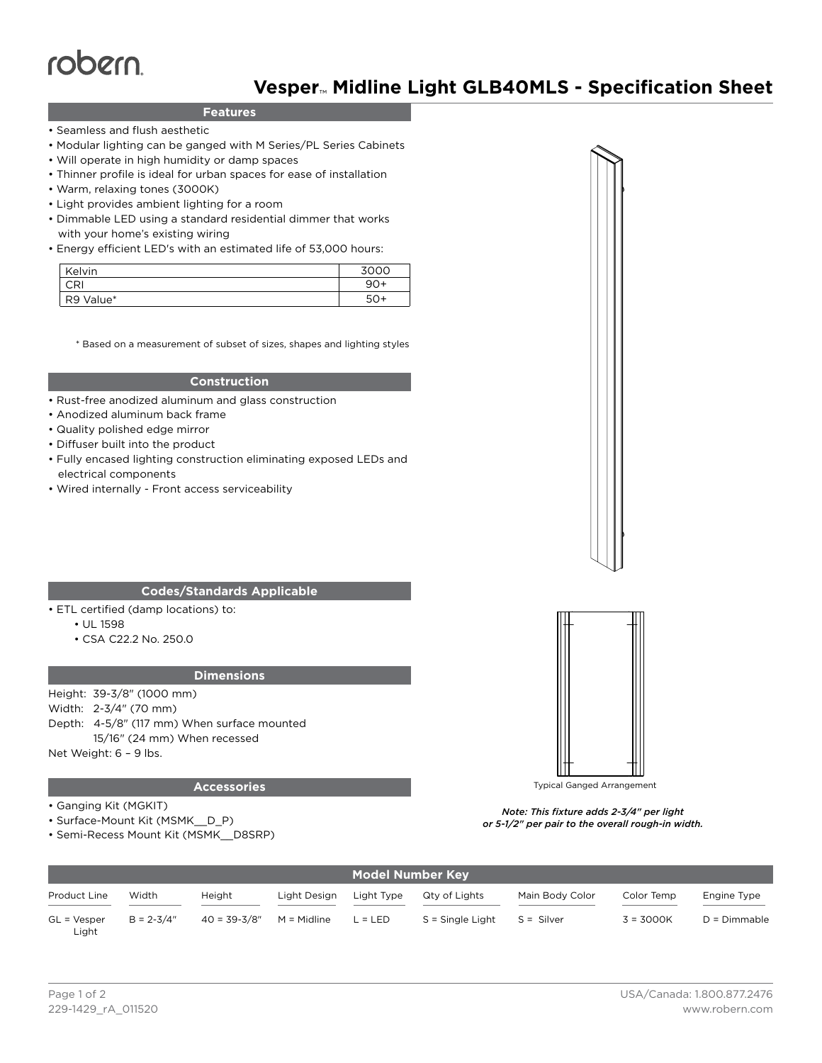robern

# Vesper™ Midline Light GLB40MLS - Specification Sheet

## Features

- Seamless and flush aesthetic
- Modular lighting can be ganged with M Series/PL Series Cabinets
- Will operate in high humidity or damp spaces
- Thinner profile is ideal for urban spaces for ease of installation
- Warm, relaxing tones (3000K)
- Light provides ambient lighting for a room
- Dimmable LED using a standard residential dimmer that works with your home's existing wiring
- Energy efficient LED's with an estimated life of 53,000 hours:

| | |
|---|---|
| Kelvin | 3000 |
| CRI | 90+ |
| R9 Value* | 50+ |

\* Based on a measurement of subset of sizes, shapes and lighting styles

## Construction

- Rust-free anodized aluminum and glass construction
- Anodized aluminum back frame
- Quality polished edge mirror
- Diffuser built into the product
- Fully encased lighting construction eliminating exposed LEDs and electrical components
- Wired internally - Front access serviceability

## Codes/Standards Applicable

- ETL certified (damp locations) to:
  - UL 1598
  - CSA C22.2 No. 250.0

## Dimensions

Height: 39-3/8" (1000 mm)
Width: 2-3/4" (70 mm)
Depth: 4-5/8" (117 mm) When surface mounted
15/16" (24 mm) When recessed
Net Weight: 6 – 9 lbs.

## Accessories

- Ganging Kit (MGKIT)
- Surface-Mount Kit (MSMK__D_P)
- Semi-Recess Mount Kit (MSMK__D8SRP)

Typical Ganged Arrangement

*Note: This fixture adds 2-3/4" per light or 5-1/2" per pair to the overall rough-in width.*

## Model Number Key

| Product Line | Width | Height | Light Design | Light Type | Qty of Lights | Main Body Color | Color Temp | Engine Type |
|---|---|---|---|---|---|---|---|---|
| GL = Vesper Light | B = 2-3/4" | 40 = 39-3/8" | M = Midline | L = LED | S = Single Light | S = Silver | 3 = 3000K | D = Dimmable |

229-1429_rA_011520
USA/Canada: 1.800.877.2476
www.robern.com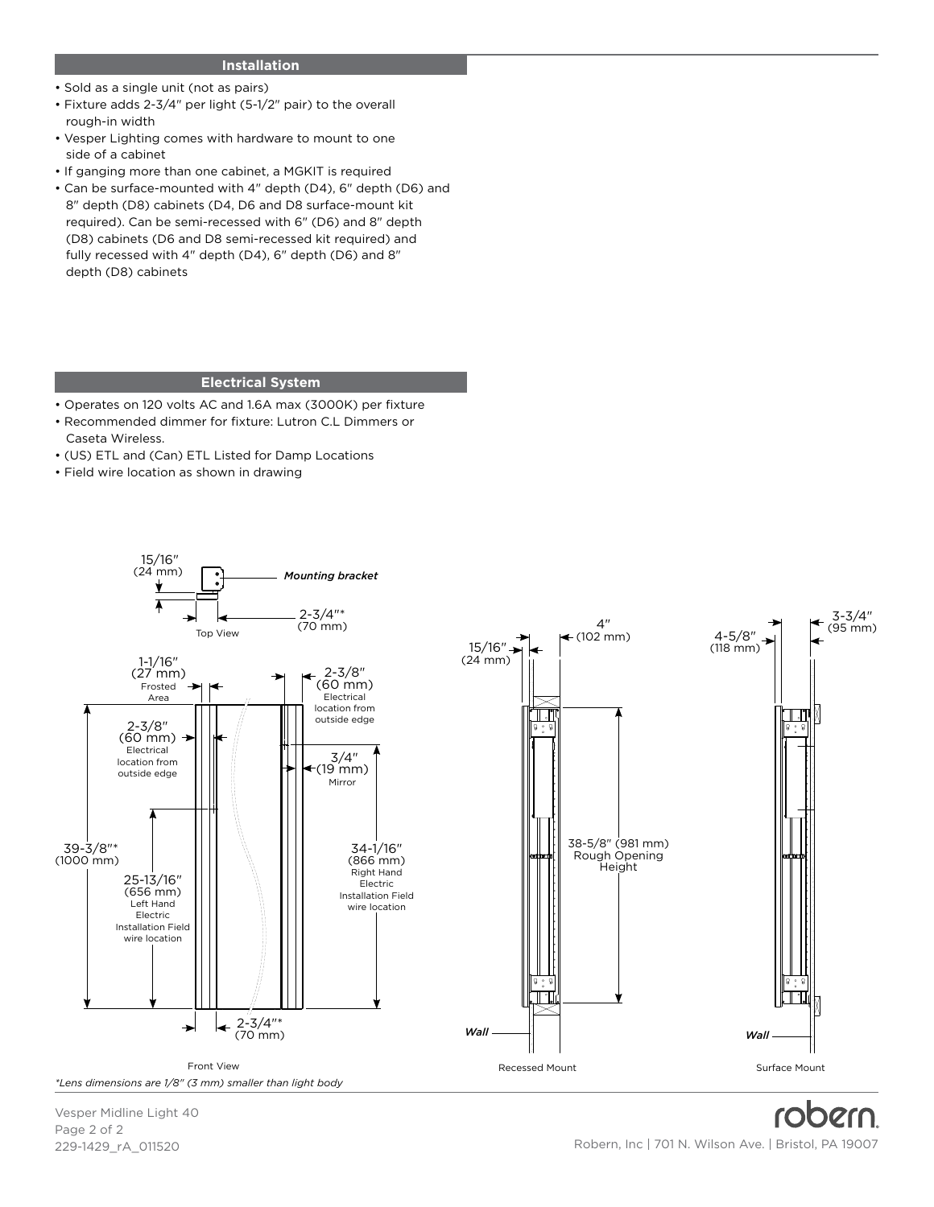## Installation

- Sold as a single unit (not as pairs)
- Fixture adds 2-3/4" per light (5-1/2" pair) to the overall rough-in width
- Vesper Lighting comes with hardware to mount to one side of a cabinet
- If ganging more than one cabinet, a MGKIT is required
- Can be surface-mounted with 4" depth (D4), 6" depth (D6) and 8" depth (D8) cabinets (D4, D6 and D8 surface-mount kit required). Can be semi-recessed with 6" (D6) and 8" depth (D8) cabinets (D6 and D8 semi-recessed kit required) and fully recessed with 4" depth (D4), 6" depth (D6) and 8" depth (D8) cabinets

## Electrical System

- Operates on 120 volts AC and 1.6A max (3000K) per fixture
- Recommended dimmer for fixture: Lutron C.L Dimmers or Caseta Wireless.
- (US) ETL and (Can) ETL Listed for Damp Locations
- Field wire location as shown in drawing

15/16"
(24 mm)
Mounting bracket
2-3/4"*
(70 mm)
Top View

1-1/16"
(27 mm)
Frosted Area
2-3/8"
(60 mm)
Electrical location from outside edge
2-3/8"
(60 mm)
Electrical location from outside edge
3/4"
(19 mm)
Mirror
39-3/8"*
(1000 mm)
25-13/16"
(656 mm)
Left Hand Electric Installation Field wire location
34-1/16"
(866 mm)
Right Hand Electric Installation Field wire location
2-3/4"*
(70 mm)
Front View

15/16"
(24 mm)
4"
(102 mm)
38-5/8" (981 mm)
Rough Opening Height
Wall
Recessed Mount

4-5/8"
(118 mm)
3-3/4"
(95 mm)
Wall
Surface Mount

*Lens dimensions are 1/8" (3 mm) smaller than light body*

Vesper Midline Light 40
229-1429_rA_011520

robern
Robern, Inc | 701 N. Wilson Ave. | Bristol, PA 19007